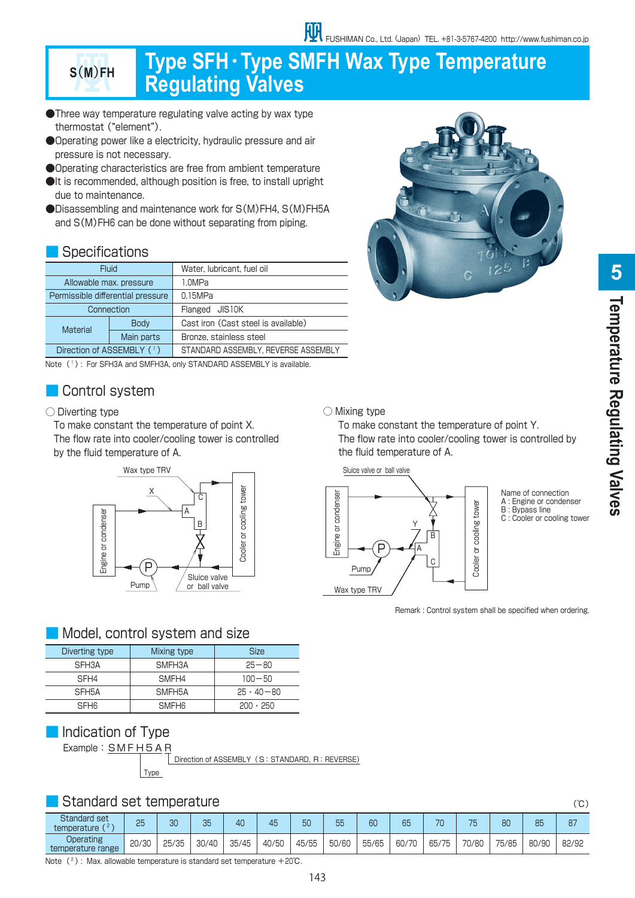# Type SFH・Type SMFH Wax Type Temperature Regulating Valves

S(M)FH

- ●Three way temperature regulating valve acting by wax type thermostat ("element").
- ●Operating power like a electricity, hydraulic pressure and air pressure is not necessary.
- ●Operating characteristics are free from ambient temperature
- ●It is recommended, although position is free, to install upright due to maintenance.
- ●Disassembling and maintenance work for S(M)FH4, S(M)FH5A and S(M)FH6 can be done without separating from piping.

## Specifications

| Fluid | | Water, lubricant, fuel oil |
|---|---|---|
| Allowable max. pressure | | 1.0MPa |
| Permissible differential pressure | | 0.15MPa |
| Connection | | Flanged JIS10K |
| Material | Body | Cast iron (Cast steel is available) |
| | Main parts | Bronze, stainless steel |
| Direction of ASSEMBLY (1) | | STANDARD ASSEMBLY, REVERSE ASSEMBLY |

Note (1): For SFH3A and SMFH3A, only STANDARD ASSEMBLY is available.

## Control system

○ Diverting type

To make constant the temperature of point X.
The flow rate into cooler/cooling tower is controlled by the fluid temperature of A.

Wax type TRV, X, A, B, C, Engine or condenser, Cooler or cooling tower, P, Pump, Sluice valve or ball valve

○ Mixing type

To make constant the temperature of point Y.
The flow rate into cooler/cooling tower is controlled by the fluid temperature of A.

Sluice valve or ball valve, Y, B, A, C, Engine or condenser, Cooler or cooling tower, P, Pump, Wax type TRV

Name of connection
A : Engine or condenser
B : Bypass line
C : Cooler or cooling tower

Remark : Control system shall be specified when ordering.

## Model, control system and size

| Diverting type | Mixing type | Size |
|---|---|---|
| SFH3A | SMFH3A | 25－80 |
| SFH4 | SMFH4 | 100－50 |
| SFH5A | SMFH5A | 25・40－80 |
| SFH6 | SMFH6 | 200・250 |

## Indication of Type

Example : SMFH5AR

- Type
- Direction of ASSEMBLY (S : STANDARD, R : REVERSE)

## Standard set temperature

(℃)

| Standard set temperature (2) | 25 | 30 | 35 | 40 | 45 | 50 | 55 | 60 | 65 | 70 | 75 | 80 | 85 | 87 |
|---|---|---|---|---|---|---|---|---|---|---|---|---|---|---|
| Operating temperature range | 20/30 | 25/35 | 30/40 | 35/45 | 40/50 | 45/55 | 50/60 | 55/65 | 60/70 | 65/75 | 70/80 | 75/85 | 80/90 | 82/92 |

Note (2): Max. allowable temperature is standard set temperature ＋20℃.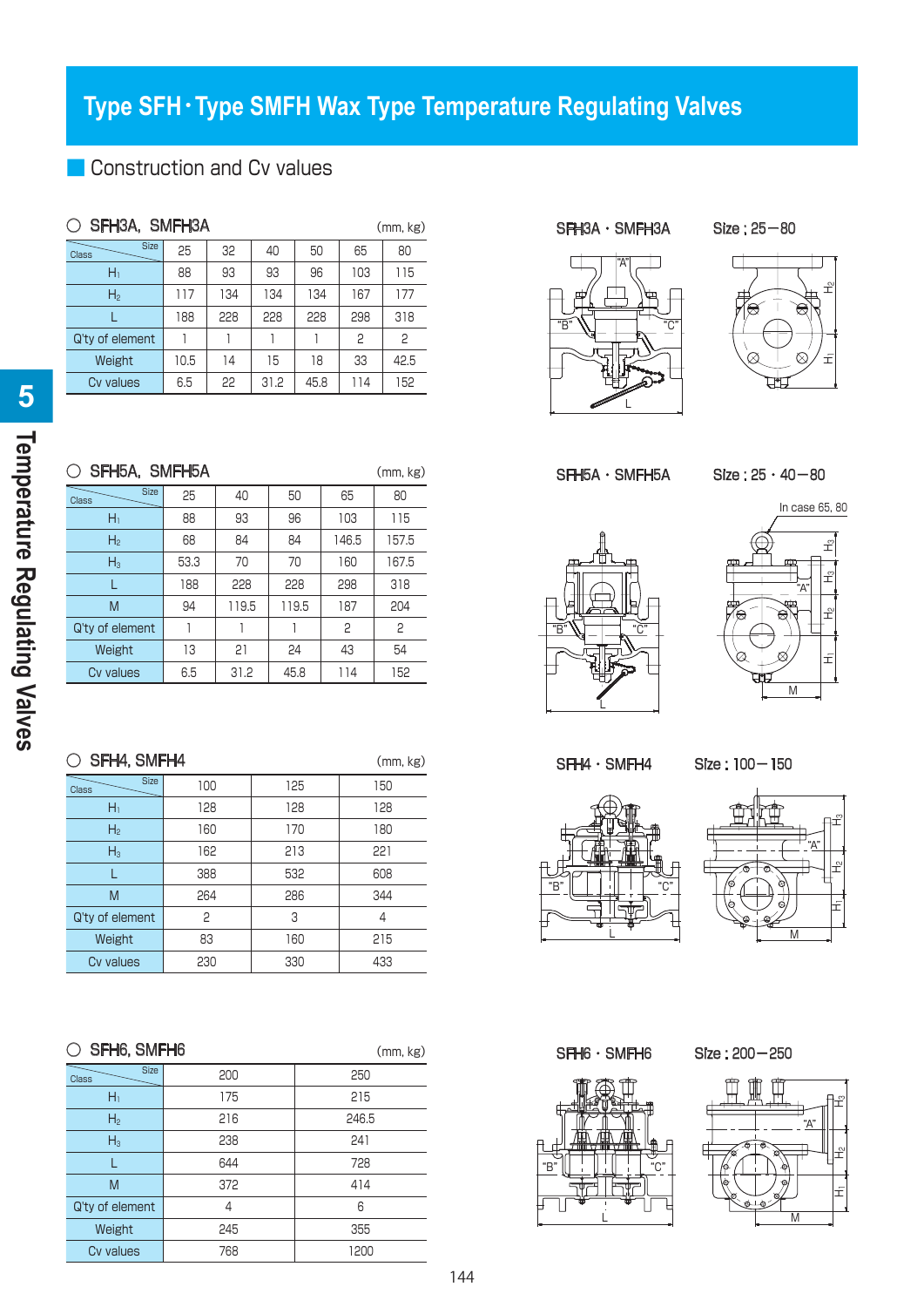# Type SFH･Type SMFH Wax Type Temperature Regulating Valves

## Construction and Cv values

### ○ SFH3A, SMFH3A

(mm, kg)

| Class \ Size | 25 | 32 | 40 | 50 | 65 | 80 |
|---|---|---|---|---|---|---|
| $H_1$ | 88 | 93 | 93 | 96 | 103 | 115 |
| $H_2$ | 117 | 134 | 134 | 134 | 167 | 177 |
| L | 188 | 228 | 228 | 228 | 298 | 318 |
| Q'ty of element | 1 | 1 | 1 | 1 | 2 | 2 |
| Weight | 10.5 | 14 | 15 | 18 | 33 | 42.5 |
| Cv values | 6.5 | 22 | 31.2 | 45.8 | 114 | 152 |

SFH3A・SMFH3A　Size : 25−80

### ○ SFH5A, SMFH5A

(mm, kg)

| Class \ Size | 25 | 40 | 50 | 65 | 80 |
|---|---|---|---|---|---|
| $H_1$ | 88 | 93 | 96 | 103 | 115 |
| $H_2$ | 68 | 84 | 84 | 146.5 | 157.5 |
| $H_3$ | 53.3 | 70 | 70 | 160 | 167.5 |
| L | 188 | 228 | 228 | 298 | 318 |
| M | 94 | 119.5 | 119.5 | 187 | 204 |
| Q'ty of element | 1 | 1 | 1 | 2 | 2 |
| Weight | 13 | 21 | 24 | 43 | 54 |
| Cv values | 6.5 | 31.2 | 45.8 | 114 | 152 |

SFH5A・SMFH5A　Size : 25・40−80

In case 65, 80

### ○ SFH4, SMFH4

(mm, kg)

| Class \ Size | 100 | 125 | 150 |
|---|---|---|---|
| $H_1$ | 128 | 128 | 128 |
| $H_2$ | 160 | 170 | 180 |
| $H_3$ | 162 | 213 | 221 |
| L | 388 | 532 | 608 |
| M | 264 | 286 | 344 |
| Q'ty of element | 2 | 3 | 4 |
| Weight | 83 | 160 | 215 |
| Cv values | 230 | 330 | 433 |

SFH4・SMFH4　Size : 100−150

### ○ SFH6, SMFH6

(mm, kg)

| Class \ Size | 200 | 250 |
|---|---|---|
| $H_1$ | 175 | 215 |
| $H_2$ | 216 | 246.5 |
| $H_3$ | 238 | 241 |
| L | 644 | 728 |
| M | 372 | 414 |
| Q'ty of element | 4 | 6 |
| Weight | 245 | 355 |
| Cv values | 768 | 1200 |

SFH6・SMFH6　Size : 200−250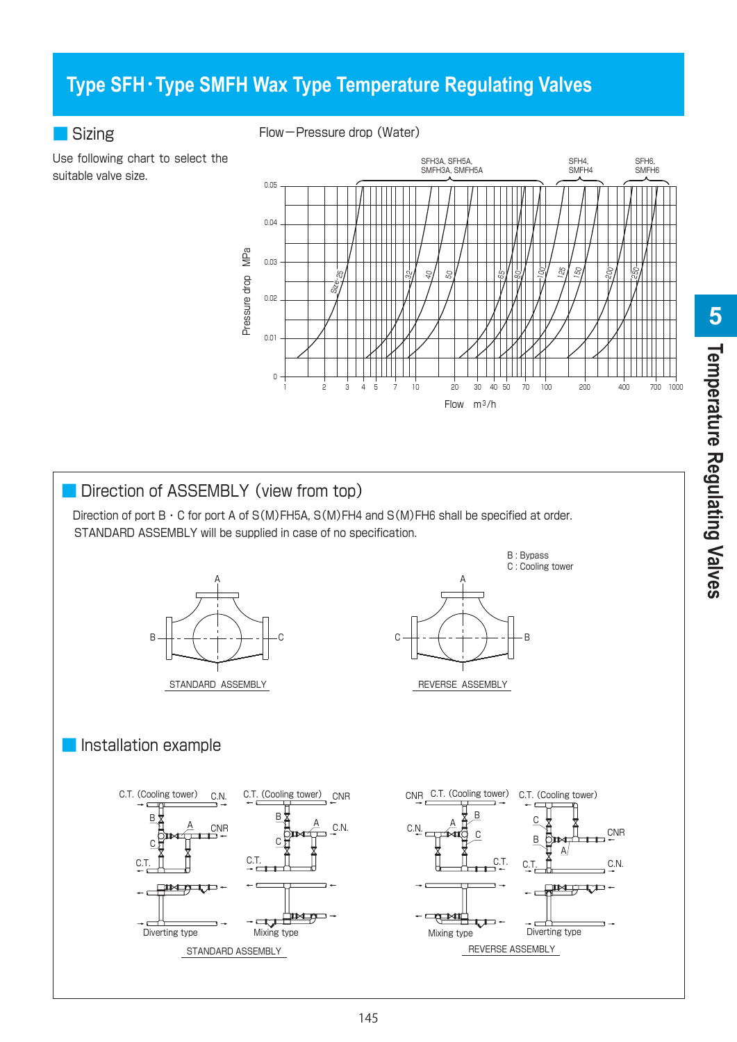# Type SFH・Type SMFH Wax Type Temperature Regulating Valves

## Sizing

Use following chart to select the suitable valve size.

Flow—Pressure drop (Water)

## Direction of ASSEMBLY (view from top)

Direction of port B・C for port A of S(M)FH5A, S(M)FH4 and S(M)FH6 shall be specified at order.
STANDARD ASSEMBLY will be supplied in case of no specification.

B : Bypass
C : Cooling tower

STANDARD ASSEMBLY

REVERSE ASSEMBLY

## Installation example

STANDARD ASSEMBLY

REVERSE ASSEMBLY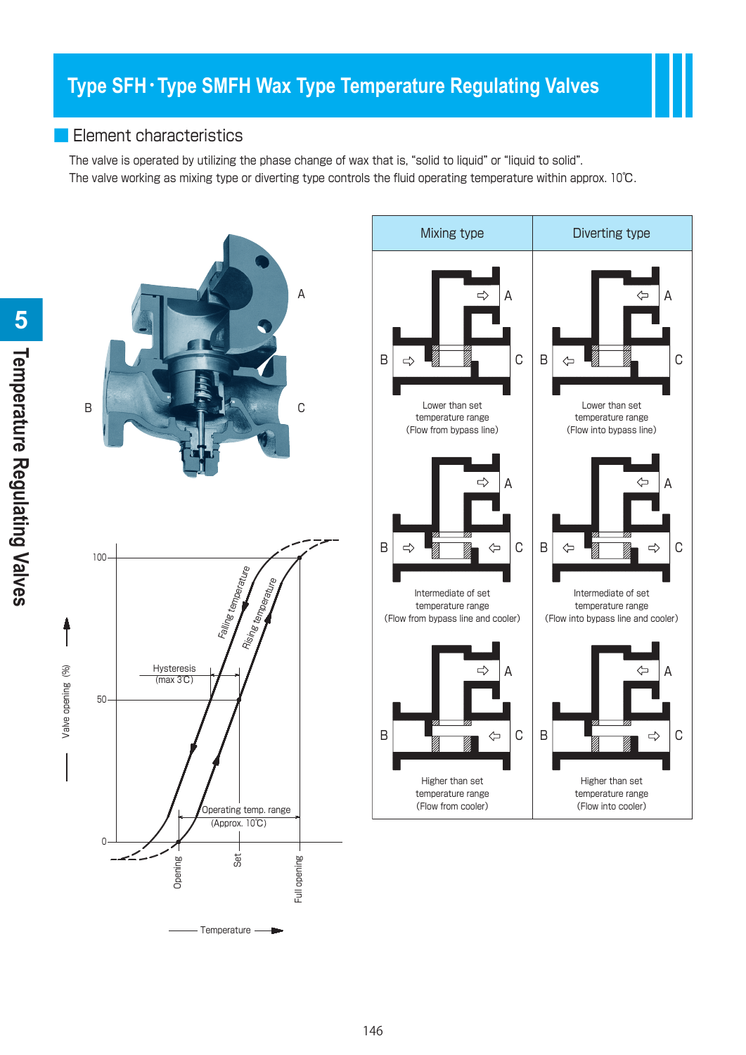# Type SFH・Type SMFH Wax Type Temperature Regulating Valves

## Element characteristics

The valve is operated by utilizing the phase change of wax that is, “solid to liquid” or “liquid to solid”.
The valve working as mixing type or diverting type controls the fluid operating temperature within approx. 10℃.

A

B

C

100

50

0

Valve opening (%)

Falling temperature

Rising temperature

Hysteresis
(max 3℃)

Operating temp. range
(Approx. 10℃)

Opening

Set

Full opening

Temperature

| Mixing type | Diverting type |
|---|---|
| Lower than set temperature range (Flow from bypass line) | Lower than set temperature range (Flow into bypass line) |
| Intermediate of set temperature range (Flow from bypass line and cooler) | Intermediate of set temperature range (Flow into bypass line and cooler) |
| Higher than set temperature range (Flow from cooler) | Higher than set temperature range (Flow into cooler) |